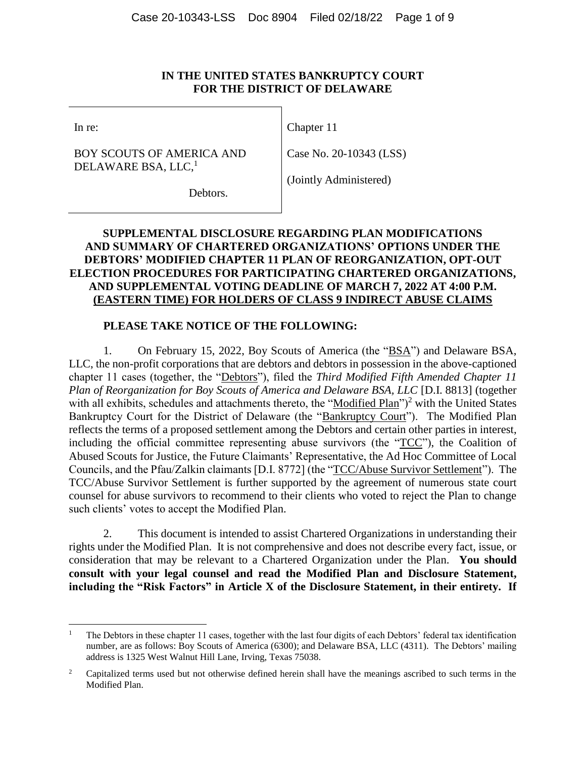**IN THE UNITED STATES BANKRUPTCY COURT**
**FOR THE DISTRICT OF DELAWARE**

| | |
|---|---|
| In re: | Chapter 11 |
| BOY SCOUTS OF AMERICA AND DELAWARE BSA, LLC,[1] | Case No. 20-10343 (LSS) |
| Debtors. | (Jointly Administered) |

**SUPPLEMENTAL DISCLOSURE REGARDING PLAN MODIFICATIONS AND SUMMARY OF CHARTERED ORGANIZATIONS' OPTIONS UNDER THE DEBTORS' MODIFIED CHAPTER 11 PLAN OF REORGANIZATION, OPT-OUT ELECTION PROCEDURES FOR PARTICIPATING CHARTERED ORGANIZATIONS, AND SUPPLEMENTAL VOTING DEADLINE OF MARCH 7, 2022 AT 4:00 P.M. (EASTERN TIME) FOR HOLDERS OF CLASS 9 INDIRECT ABUSE CLAIMS**

**PLEASE TAKE NOTICE OF THE FOLLOWING:**

1. On February 15, 2022, Boy Scouts of America (the "BSA") and Delaware BSA, LLC, the non-profit corporations that are debtors and debtors in possession in the above-captioned chapter 11 cases (together, the "Debtors"), filed the *Third Modified Fifth Amended Chapter 11 Plan of Reorganization for Boy Scouts of America and Delaware BSA, LLC* [D.I. 8813] (together with all exhibits, schedules and attachments thereto, the "Modified Plan")[2] with the United States Bankruptcy Court for the District of Delaware (the "Bankruptcy Court"). The Modified Plan reflects the terms of a proposed settlement among the Debtors and certain other parties in interest, including the official committee representing abuse survivors (the "TCC"), the Coalition of Abused Scouts for Justice, the Future Claimants' Representative, the Ad Hoc Committee of Local Councils, and the Pfau/Zalkin claimants [D.I. 8772] (the "TCC/Abuse Survivor Settlement"). The TCC/Abuse Survivor Settlement is further supported by the agreement of numerous state court counsel for abuse survivors to recommend to their clients who voted to reject the Plan to change such clients' votes to accept the Modified Plan.

2. This document is intended to assist Chartered Organizations in understanding their rights under the Modified Plan. It is not comprehensive and does not describe every fact, issue, or consideration that may be relevant to a Chartered Organization under the Plan. **You should consult with your legal counsel and read the Modified Plan and Disclosure Statement, including the "Risk Factors" in Article X of the Disclosure Statement, in their entirety. If**

[1] The Debtors in these chapter 11 cases, together with the last four digits of each Debtors' federal tax identification number, are as follows: Boy Scouts of America (6300); and Delaware BSA, LLC (4311). The Debtors' mailing address is 1325 West Walnut Hill Lane, Irving, Texas 75038.

[2] Capitalized terms used but not otherwise defined herein shall have the meanings ascribed to such terms in the Modified Plan.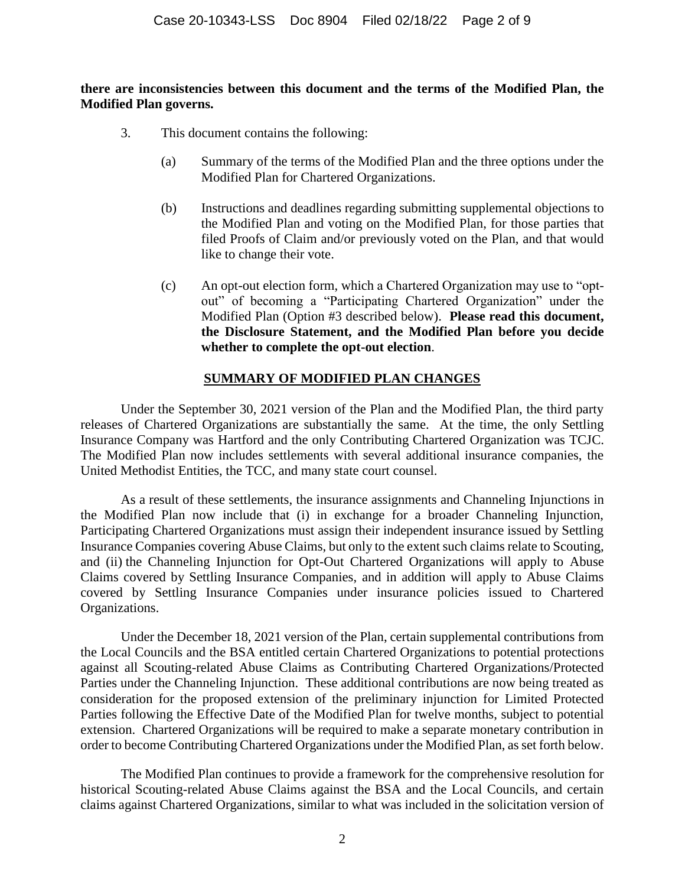**there are inconsistencies between this document and the terms of the Modified Plan, the Modified Plan governs.**

3. This document contains the following:

   (a) Summary of the terms of the Modified Plan and the three options under the Modified Plan for Chartered Organizations.

   (b) Instructions and deadlines regarding submitting supplemental objections to the Modified Plan and voting on the Modified Plan, for those parties that filed Proofs of Claim and/or previously voted on the Plan, and that would like to change their vote.

   (c) An opt-out election form, which a Chartered Organization may use to "opt-out" of becoming a "Participating Chartered Organization" under the Modified Plan (Option #3 described below). **Please read this document, the Disclosure Statement, and the Modified Plan before you decide whether to complete the opt-out election**.

## SUMMARY OF MODIFIED PLAN CHANGES

Under the September 30, 2021 version of the Plan and the Modified Plan, the third party releases of Chartered Organizations are substantially the same. At the time, the only Settling Insurance Company was Hartford and the only Contributing Chartered Organization was TCJC. The Modified Plan now includes settlements with several additional insurance companies, the United Methodist Entities, the TCC, and many state court counsel.

As a result of these settlements, the insurance assignments and Channeling Injunctions in the Modified Plan now include that (i) in exchange for a broader Channeling Injunction, Participating Chartered Organizations must assign their independent insurance issued by Settling Insurance Companies covering Abuse Claims, but only to the extent such claims relate to Scouting, and (ii) the Channeling Injunction for Opt-Out Chartered Organizations will apply to Abuse Claims covered by Settling Insurance Companies, and in addition will apply to Abuse Claims covered by Settling Insurance Companies under insurance policies issued to Chartered Organizations.

Under the December 18, 2021 version of the Plan, certain supplemental contributions from the Local Councils and the BSA entitled certain Chartered Organizations to potential protections against all Scouting-related Abuse Claims as Contributing Chartered Organizations/Protected Parties under the Channeling Injunction. These additional contributions are now being treated as consideration for the proposed extension of the preliminary injunction for Limited Protected Parties following the Effective Date of the Modified Plan for twelve months, subject to potential extension. Chartered Organizations will be required to make a separate monetary contribution in order to become Contributing Chartered Organizations under the Modified Plan, as set forth below.

The Modified Plan continues to provide a framework for the comprehensive resolution for historical Scouting-related Abuse Claims against the BSA and the Local Councils, and certain claims against Chartered Organizations, similar to what was included in the solicitation version of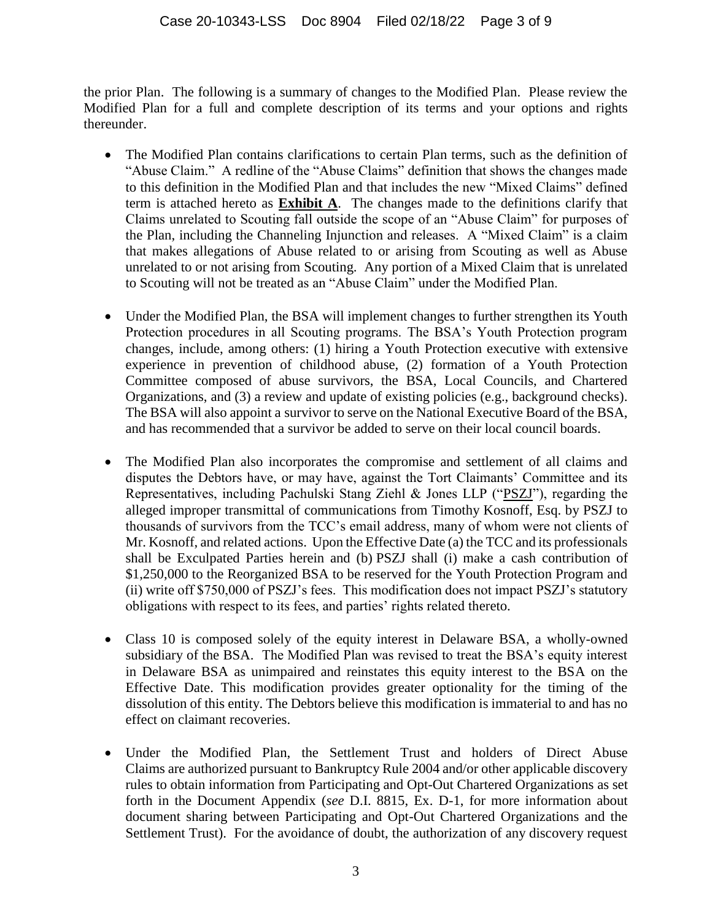the prior Plan. The following is a summary of changes to the Modified Plan. Please review the Modified Plan for a full and complete description of its terms and your options and rights thereunder.

- The Modified Plan contains clarifications to certain Plan terms, such as the definition of "Abuse Claim." A redline of the "Abuse Claims" definition that shows the changes made to this definition in the Modified Plan and that includes the new "Mixed Claims" defined term is attached hereto as **Exhibit A**. The changes made to the definitions clarify that Claims unrelated to Scouting fall outside the scope of an "Abuse Claim" for purposes of the Plan, including the Channeling Injunction and releases. A "Mixed Claim" is a claim that makes allegations of Abuse related to or arising from Scouting as well as Abuse unrelated to or not arising from Scouting. Any portion of a Mixed Claim that is unrelated to Scouting will not be treated as an "Abuse Claim" under the Modified Plan.

- Under the Modified Plan, the BSA will implement changes to further strengthen its Youth Protection procedures in all Scouting programs. The BSA's Youth Protection program changes, include, among others: (1) hiring a Youth Protection executive with extensive experience in prevention of childhood abuse, (2) formation of a Youth Protection Committee composed of abuse survivors, the BSA, Local Councils, and Chartered Organizations, and (3) a review and update of existing policies (e.g., background checks). The BSA will also appoint a survivor to serve on the National Executive Board of the BSA, and has recommended that a survivor be added to serve on their local council boards.

- The Modified Plan also incorporates the compromise and settlement of all claims and disputes the Debtors have, or may have, against the Tort Claimants' Committee and its Representatives, including Pachulski Stang Ziehl & Jones LLP ("PSZJ"), regarding the alleged improper transmittal of communications from Timothy Kosnoff, Esq. by PSZJ to thousands of survivors from the TCC's email address, many of whom were not clients of Mr. Kosnoff, and related actions. Upon the Effective Date (a) the TCC and its professionals shall be Exculpated Parties herein and (b) PSZJ shall (i) make a cash contribution of $1,250,000 to the Reorganized BSA to be reserved for the Youth Protection Program and (ii) write off $750,000 of PSZJ's fees. This modification does not impact PSZJ's statutory obligations with respect to its fees, and parties' rights related thereto.

- Class 10 is composed solely of the equity interest in Delaware BSA, a wholly-owned subsidiary of the BSA. The Modified Plan was revised to treat the BSA's equity interest in Delaware BSA as unimpaired and reinstates this equity interest to the BSA on the Effective Date. This modification provides greater optionality for the timing of the dissolution of this entity. The Debtors believe this modification is immaterial to and has no effect on claimant recoveries.

- Under the Modified Plan, the Settlement Trust and holders of Direct Abuse Claims are authorized pursuant to Bankruptcy Rule 2004 and/or other applicable discovery rules to obtain information from Participating and Opt-Out Chartered Organizations as set forth in the Document Appendix (*see* D.I. 8815, Ex. D-1, for more information about document sharing between Participating and Opt-Out Chartered Organizations and the Settlement Trust). For the avoidance of doubt, the authorization of any discovery request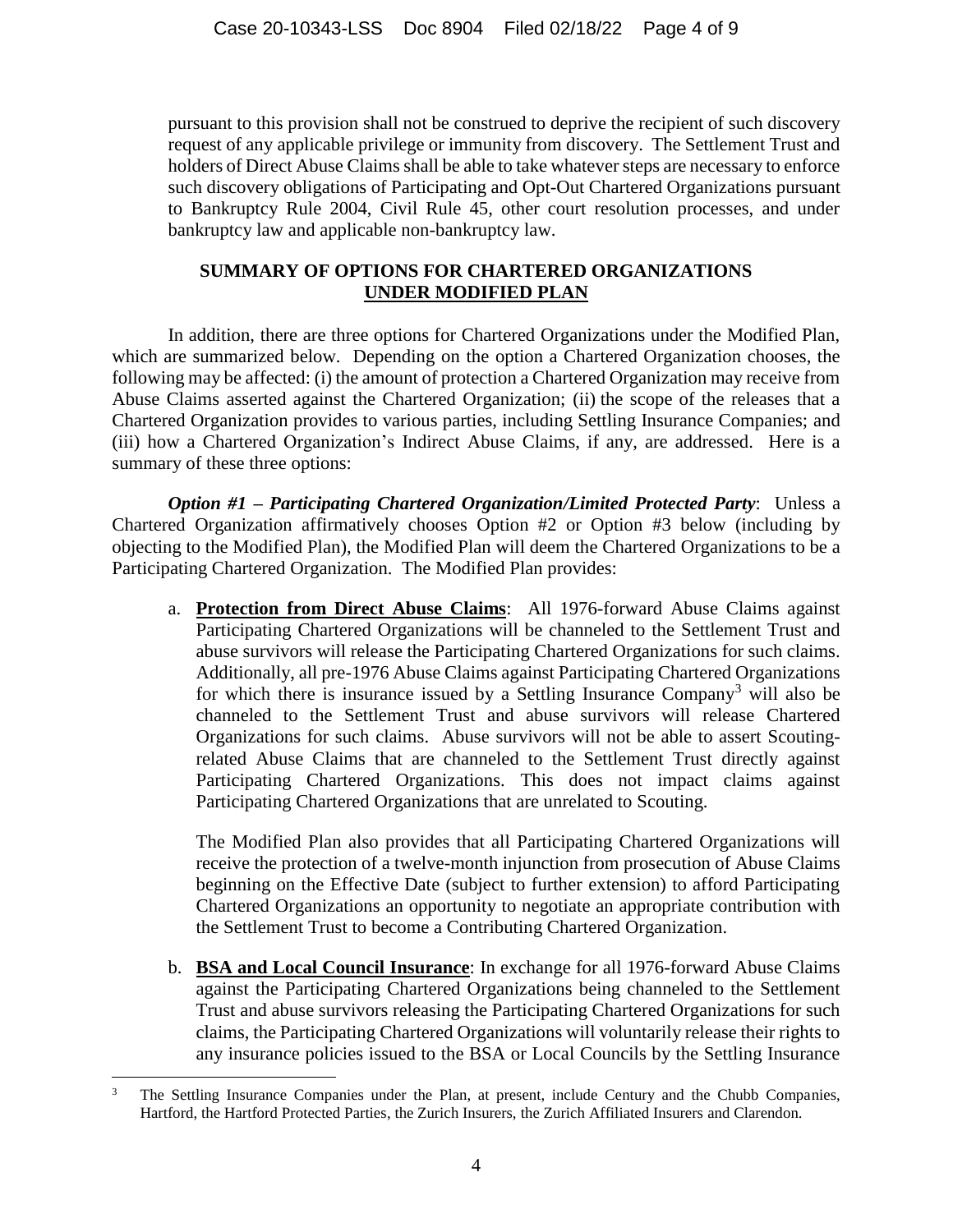pursuant to this provision shall not be construed to deprive the recipient of such discovery request of any applicable privilege or immunity from discovery. The Settlement Trust and holders of Direct Abuse Claims shall be able to take whatever steps are necessary to enforce such discovery obligations of Participating and Opt-Out Chartered Organizations pursuant to Bankruptcy Rule 2004, Civil Rule 45, other court resolution processes, and under bankruptcy law and applicable non-bankruptcy law.

## SUMMARY OF OPTIONS FOR CHARTERED ORGANIZATIONS <u>UNDER MODIFIED PLAN</u>

In addition, there are three options for Chartered Organizations under the Modified Plan, which are summarized below. Depending on the option a Chartered Organization chooses, the following may be affected: (i) the amount of protection a Chartered Organization may receive from Abuse Claims asserted against the Chartered Organization; (ii) the scope of the releases that a Chartered Organization provides to various parties, including Settling Insurance Companies; and (iii) how a Chartered Organization's Indirect Abuse Claims, if any, are addressed. Here is a summary of these three options:

***Option #1 – Participating Chartered Organization/Limited Protected Party***: Unless a Chartered Organization affirmatively chooses Option #2 or Option #3 below (including by objecting to the Modified Plan), the Modified Plan will deem the Chartered Organizations to be a Participating Chartered Organization. The Modified Plan provides:

a. **<u>Protection from Direct Abuse Claims</u>**: All 1976-forward Abuse Claims against Participating Chartered Organizations will be channeled to the Settlement Trust and abuse survivors will release the Participating Chartered Organizations for such claims. Additionally, all pre-1976 Abuse Claims against Participating Chartered Organizations for which there is insurance issued by a Settling Insurance Company[3] will also be channeled to the Settlement Trust and abuse survivors will release Chartered Organizations for such claims. Abuse survivors will not be able to assert Scouting-related Abuse Claims that are channeled to the Settlement Trust directly against Participating Chartered Organizations. This does not impact claims against Participating Chartered Organizations that are unrelated to Scouting.

   The Modified Plan also provides that all Participating Chartered Organizations will receive the protection of a twelve-month injunction from prosecution of Abuse Claims beginning on the Effective Date (subject to further extension) to afford Participating Chartered Organizations an opportunity to negotiate an appropriate contribution with the Settlement Trust to become a Contributing Chartered Organization.

b. **<u>BSA and Local Council Insurance</u>**: In exchange for all 1976-forward Abuse Claims against the Participating Chartered Organizations being channeled to the Settlement Trust and abuse survivors releasing the Participating Chartered Organizations for such claims, the Participating Chartered Organizations will voluntarily release their rights to any insurance policies issued to the BSA or Local Councils by the Settling Insurance

---

[3] The Settling Insurance Companies under the Plan, at present, include Century and the Chubb Companies, Hartford, the Hartford Protected Parties, the Zurich Insurers, the Zurich Affiliated Insurers and Clarendon.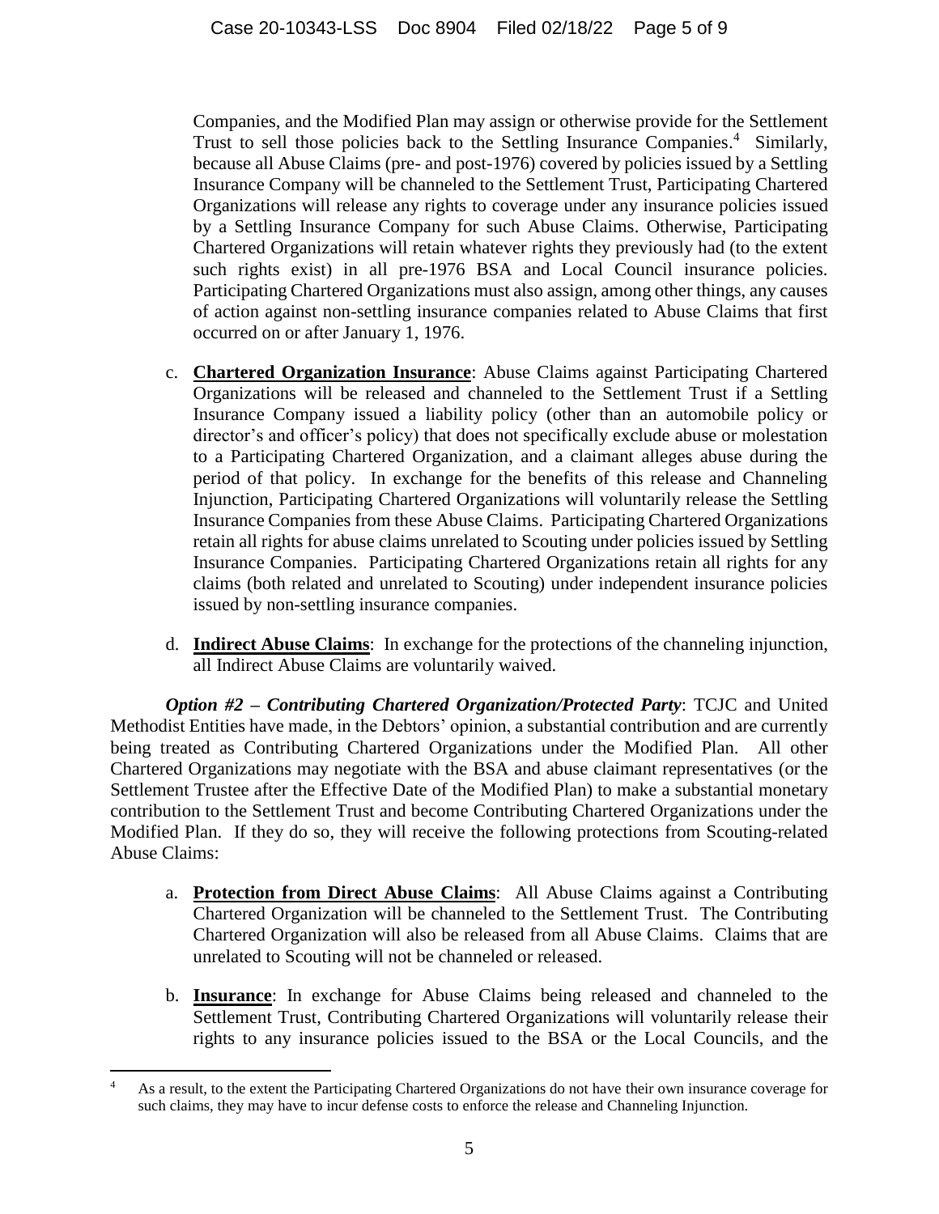Companies, and the Modified Plan may assign or otherwise provide for the Settlement Trust to sell those policies back to the Settling Insurance Companies.[4] Similarly, because all Abuse Claims (pre- and post-1976) covered by policies issued by a Settling Insurance Company will be channeled to the Settlement Trust, Participating Chartered Organizations will release any rights to coverage under any insurance policies issued by a Settling Insurance Company for such Abuse Claims. Otherwise, Participating Chartered Organizations will retain whatever rights they previously had (to the extent such rights exist) in all pre-1976 BSA and Local Council insurance policies. Participating Chartered Organizations must also assign, among other things, any causes of action against non-settling insurance companies related to Abuse Claims that first occurred on or after January 1, 1976.

c. **Chartered Organization Insurance**: Abuse Claims against Participating Chartered Organizations will be released and channeled to the Settlement Trust if a Settling Insurance Company issued a liability policy (other than an automobile policy or director's and officer's policy) that does not specifically exclude abuse or molestation to a Participating Chartered Organization, and a claimant alleges abuse during the period of that policy. In exchange for the benefits of this release and Channeling Injunction, Participating Chartered Organizations will voluntarily release the Settling Insurance Companies from these Abuse Claims. Participating Chartered Organizations retain all rights for abuse claims unrelated to Scouting under policies issued by Settling Insurance Companies. Participating Chartered Organizations retain all rights for any claims (both related and unrelated to Scouting) under independent insurance policies issued by non-settling insurance companies.

d. **Indirect Abuse Claims**: In exchange for the protections of the channeling injunction, all Indirect Abuse Claims are voluntarily waived.

***Option #2 – Contributing Chartered Organization/Protected Party***: TCJC and United Methodist Entities have made, in the Debtors' opinion, a substantial contribution and are currently being treated as Contributing Chartered Organizations under the Modified Plan. All other Chartered Organizations may negotiate with the BSA and abuse claimant representatives (or the Settlement Trustee after the Effective Date of the Modified Plan) to make a substantial monetary contribution to the Settlement Trust and become Contributing Chartered Organizations under the Modified Plan. If they do so, they will receive the following protections from Scouting-related Abuse Claims:

a. **Protection from Direct Abuse Claims**: All Abuse Claims against a Contributing Chartered Organization will be channeled to the Settlement Trust. The Contributing Chartered Organization will also be released from all Abuse Claims. Claims that are unrelated to Scouting will not be channeled or released.

b. **Insurance**: In exchange for Abuse Claims being released and channeled to the Settlement Trust, Contributing Chartered Organizations will voluntarily release their rights to any insurance policies issued to the BSA or the Local Councils, and the

---

[4] As a result, to the extent the Participating Chartered Organizations do not have their own insurance coverage for such claims, they may have to incur defense costs to enforce the release and Channeling Injunction.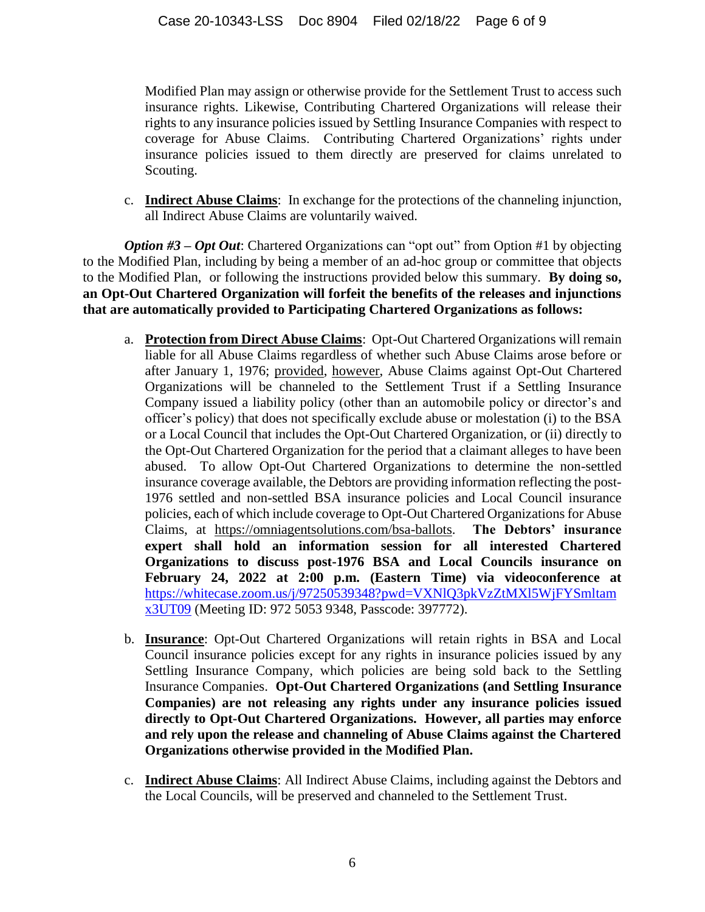Modified Plan may assign or otherwise provide for the Settlement Trust to access such insurance rights. Likewise, Contributing Chartered Organizations will release their rights to any insurance policies issued by Settling Insurance Companies with respect to coverage for Abuse Claims. Contributing Chartered Organizations' rights under insurance policies issued to them directly are preserved for claims unrelated to Scouting.

c. **Indirect Abuse Claims**: In exchange for the protections of the channeling injunction, all Indirect Abuse Claims are voluntarily waived.

***Option #3 – Opt Out***: Chartered Organizations can "opt out" from Option #1 by objecting to the Modified Plan, including by being a member of an ad-hoc group or committee that objects to the Modified Plan, or following the instructions provided below this summary. **By doing so, an Opt-Out Chartered Organization will forfeit the benefits of the releases and injunctions that are automatically provided to Participating Chartered Organizations as follows:**

a. **Protection from Direct Abuse Claims**: Opt-Out Chartered Organizations will remain liable for all Abuse Claims regardless of whether such Abuse Claims arose before or after January 1, 1976; provided, however, Abuse Claims against Opt-Out Chartered Organizations will be channeled to the Settlement Trust if a Settling Insurance Company issued a liability policy (other than an automobile policy or director's and officer's policy) that does not specifically exclude abuse or molestation (i) to the BSA or a Local Council that includes the Opt-Out Chartered Organization, or (ii) directly to the Opt-Out Chartered Organization for the period that a claimant alleges to have been abused. To allow Opt-Out Chartered Organizations to determine the non-settled insurance coverage available, the Debtors are providing information reflecting the post-1976 settled and non-settled BSA insurance policies and Local Council insurance policies, each of which include coverage to Opt-Out Chartered Organizations for Abuse Claims, at https://omniagentsolutions.com/bsa-ballots. **The Debtors' insurance expert shall hold an information session for all interested Chartered Organizations to discuss post-1976 BSA and Local Councils insurance on February 24, 2022 at 2:00 p.m. (Eastern Time) via videoconference at** https://whitecase.zoom.us/j/97250539348?pwd=VXNlQ3pkVzZtMXl5WjFYSmltamx3UT09 (Meeting ID: 972 5053 9348, Passcode: 397772).

b. **Insurance**: Opt-Out Chartered Organizations will retain rights in BSA and Local Council insurance policies except for any rights in insurance policies issued by any Settling Insurance Company, which policies are being sold back to the Settling Insurance Companies. **Opt-Out Chartered Organizations (and Settling Insurance Companies) are not releasing any rights under any insurance policies issued directly to Opt-Out Chartered Organizations. However, all parties may enforce and rely upon the release and channeling of Abuse Claims against the Chartered Organizations otherwise provided in the Modified Plan.**

c. **Indirect Abuse Claims**: All Indirect Abuse Claims, including against the Debtors and the Local Councils, will be preserved and channeled to the Settlement Trust.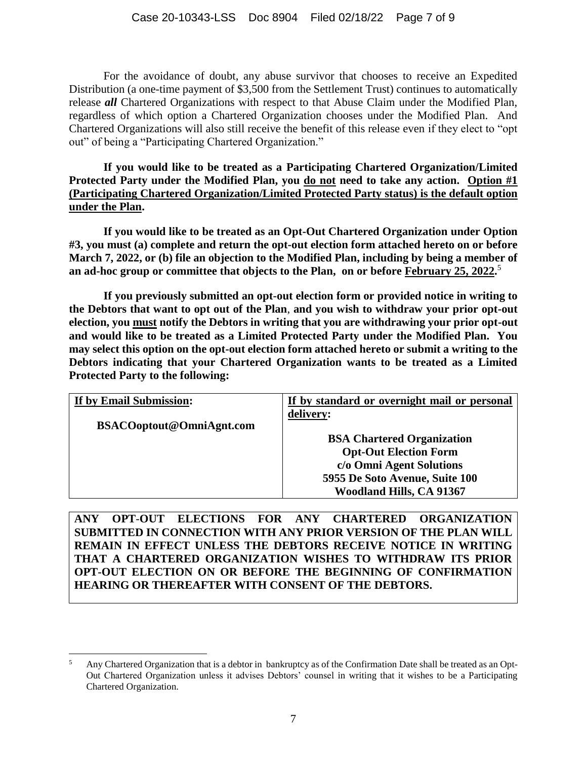For the avoidance of doubt, any abuse survivor that chooses to receive an Expedited Distribution (a one-time payment of $3,500 from the Settlement Trust) continues to automatically release ***all*** Chartered Organizations with respect to that Abuse Claim under the Modified Plan, regardless of which option a Chartered Organization chooses under the Modified Plan. And Chartered Organizations will also still receive the benefit of this release even if they elect to "opt out" of being a "Participating Chartered Organization."

**If you would like to be treated as a Participating Chartered Organization/Limited Protected Party under the Modified Plan, you <u>do not</u> need to take any action. <u>Option #1 (Participating Chartered Organization/Limited Protected Party status) is the default option under the Plan</u>.**

**If you would like to be treated as an Opt-Out Chartered Organization under Option #3, you must (a) complete and return the opt-out election form attached hereto on or before March 7, 2022, or (b) file an objection to the Modified Plan, including by being a member of an ad-hoc group or committee that objects to the Plan, on or before <u>February 25, 2022</u>.**[5]

**If you previously submitted an opt-out election form or provided notice in writing to the Debtors that want to opt out of the Plan, and you wish to withdraw your prior opt-out election, you <u>must</u> notify the Debtors in writing that you are withdrawing your prior opt-out and would like to be treated as a Limited Protected Party under the Modified Plan. You may select this option on the opt-out election form attached hereto or submit a writing to the Debtors indicating that your Chartered Organization wants to be treated as a Limited Protected Party to the following:**

| **<u>If by Email Submission</u>:** | **<u>If by standard or overnight mail or personal delivery</u>:** |
|---|---|
| **BSACOoptout@OmniAgnt.com** | **BSA Chartered Organization<br>Opt-Out Election Form<br>c/o Omni Agent Solutions<br>5955 De Soto Avenue, Suite 100<br>Woodland Hills, CA 91367** |

**ANY OPT-OUT ELECTIONS FOR ANY CHARTERED ORGANIZATION SUBMITTED IN CONNECTION WITH ANY PRIOR VERSION OF THE PLAN WILL REMAIN IN EFFECT UNLESS THE DEBTORS RECEIVE NOTICE IN WRITING THAT A CHARTERED ORGANIZATION WISHES TO WITHDRAW ITS PRIOR OPT-OUT ELECTION ON OR BEFORE THE BEGINNING OF CONFIRMATION HEARING OR THEREAFTER WITH CONSENT OF THE DEBTORS.**

[5] Any Chartered Organization that is a debtor in bankruptcy as of the Confirmation Date shall be treated as an Opt-Out Chartered Organization unless it advises Debtors' counsel in writing that it wishes to be a Participating Chartered Organization.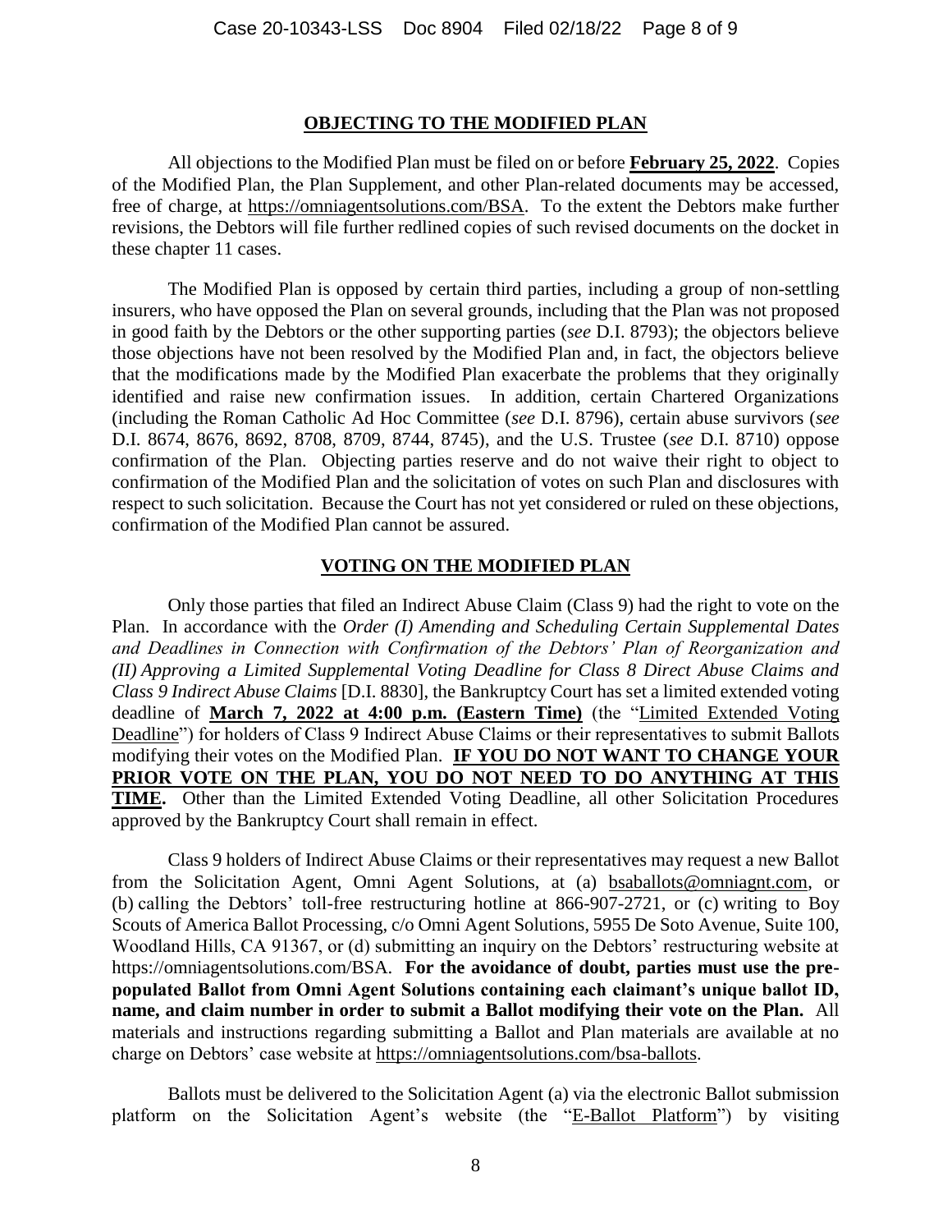## OBJECTING TO THE MODIFIED PLAN

All objections to the Modified Plan must be filed on or before **February 25, 2022**. Copies of the Modified Plan, the Plan Supplement, and other Plan-related documents may be accessed, free of charge, at https://omniagentsolutions.com/BSA. To the extent the Debtors make further revisions, the Debtors will file further redlined copies of such revised documents on the docket in these chapter 11 cases.

The Modified Plan is opposed by certain third parties, including a group of non-settling insurers, who have opposed the Plan on several grounds, including that the Plan was not proposed in good faith by the Debtors or the other supporting parties (*see* D.I. 8793); the objectors believe those objections have not been resolved by the Modified Plan and, in fact, the objectors believe that the modifications made by the Modified Plan exacerbate the problems that they originally identified and raise new confirmation issues. In addition, certain Chartered Organizations (including the Roman Catholic Ad Hoc Committee (*see* D.I. 8796), certain abuse survivors (*see* D.I. 8674, 8676, 8692, 8708, 8709, 8744, 8745), and the U.S. Trustee (*see* D.I. 8710) oppose confirmation of the Plan. Objecting parties reserve and do not waive their right to object to confirmation of the Modified Plan and the solicitation of votes on such Plan and disclosures with respect to such solicitation. Because the Court has not yet considered or ruled on these objections, confirmation of the Modified Plan cannot be assured.

## VOTING ON THE MODIFIED PLAN

Only those parties that filed an Indirect Abuse Claim (Class 9) had the right to vote on the Plan. In accordance with the *Order (I) Amending and Scheduling Certain Supplemental Dates and Deadlines in Connection with Confirmation of the Debtors' Plan of Reorganization and (II) Approving a Limited Supplemental Voting Deadline for Class 8 Direct Abuse Claims and Class 9 Indirect Abuse Claims* [D.I. 8830], the Bankruptcy Court has set a limited extended voting deadline of **March 7, 2022 at 4:00 p.m. (Eastern Time)** (the "Limited Extended Voting Deadline") for holders of Class 9 Indirect Abuse Claims or their representatives to submit Ballots modifying their votes on the Modified Plan. **IF YOU DO NOT WANT TO CHANGE YOUR PRIOR VOTE ON THE PLAN, YOU DO NOT NEED TO DO ANYTHING AT THIS TIME.** Other than the Limited Extended Voting Deadline, all other Solicitation Procedures approved by the Bankruptcy Court shall remain in effect.

Class 9 holders of Indirect Abuse Claims or their representatives may request a new Ballot from the Solicitation Agent, Omni Agent Solutions, at (a) bsaballots@omniagnt.com, or (b) calling the Debtors' toll-free restructuring hotline at 866-907-2721, or (c) writing to Boy Scouts of America Ballot Processing, c/o Omni Agent Solutions, 5955 De Soto Avenue, Suite 100, Woodland Hills, CA 91367, or (d) submitting an inquiry on the Debtors' restructuring website at https://omniagentsolutions.com/BSA. **For the avoidance of doubt, parties must use the pre-populated Ballot from Omni Agent Solutions containing each claimant's unique ballot ID, name, and claim number in order to submit a Ballot modifying their vote on the Plan.** All materials and instructions regarding submitting a Ballot and Plan materials are available at no charge on Debtors' case website at https://omniagentsolutions.com/bsa-ballots.

Ballots must be delivered to the Solicitation Agent (a) via the electronic Ballot submission platform on the Solicitation Agent's website (the "E-Ballot Platform") by visiting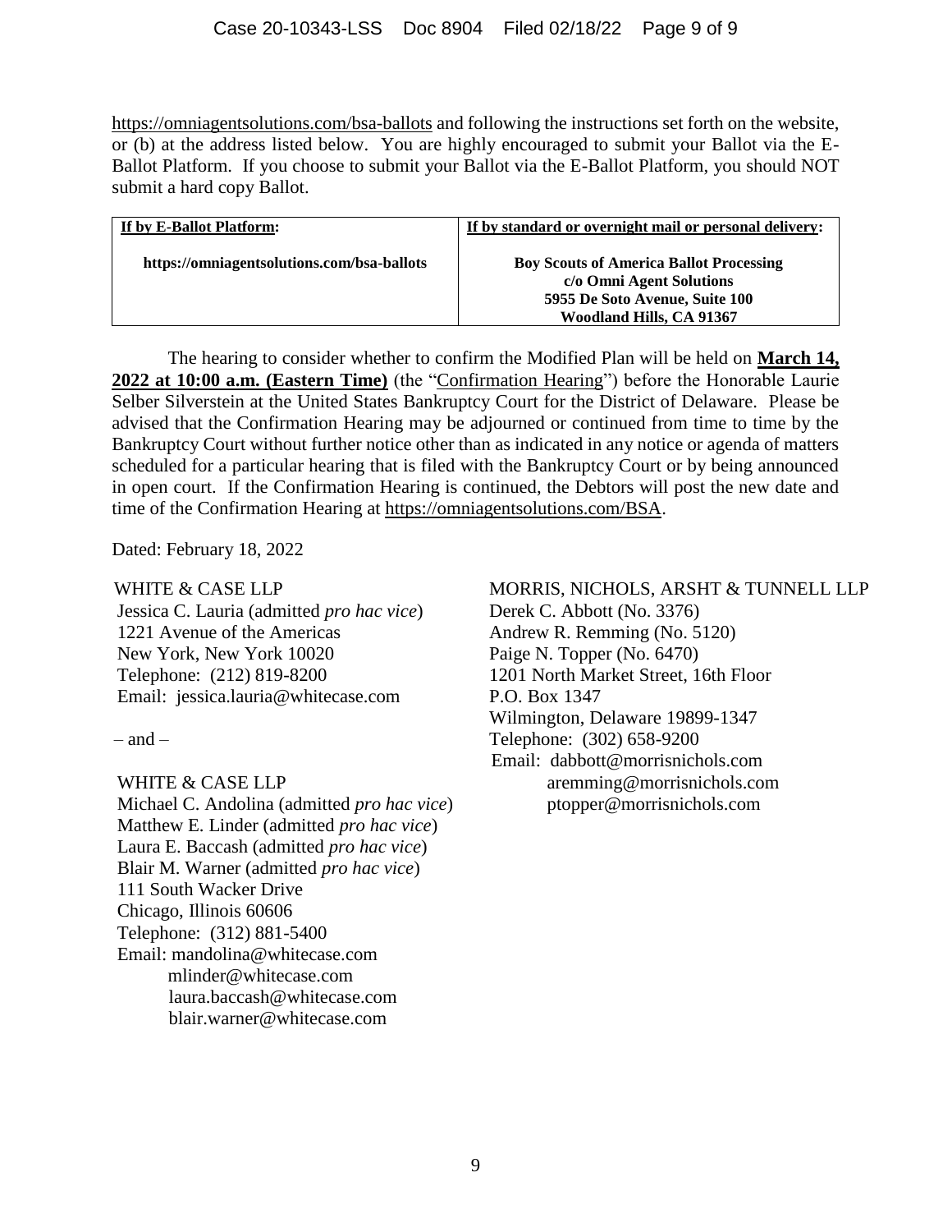https://omniagentsolutions.com/bsa-ballots and following the instructions set forth on the website, or (b) at the address listed below. You are highly encouraged to submit your Ballot via the E-Ballot Platform. If you choose to submit your Ballot via the E-Ballot Platform, you should NOT submit a hard copy Ballot.

| **If by E-Ballot Platform:** | **If by standard or overnight mail or personal delivery:** |
|---|---|
| **https://omniagentsolutions.com/bsa-ballots** | **Boy Scouts of America Ballot Processing**<br>**c/o Omni Agent Solutions**<br>**5955 De Soto Avenue, Suite 100**<br>**Woodland Hills, CA 91367** |

The hearing to consider whether to confirm the Modified Plan will be held on **March 14, 2022 at 10:00 a.m. (Eastern Time)** (the "Confirmation Hearing") before the Honorable Laurie Selber Silverstein at the United States Bankruptcy Court for the District of Delaware. Please be advised that the Confirmation Hearing may be adjourned or continued from time to time by the Bankruptcy Court without further notice other than as indicated in any notice or agenda of matters scheduled for a particular hearing that is filed with the Bankruptcy Court or by being announced in open court. If the Confirmation Hearing is continued, the Debtors will post the new date and time of the Confirmation Hearing at https://omniagentsolutions.com/BSA.

Dated: February 18, 2022

WHITE & CASE LLP
Jessica C. Lauria (admitted *pro hac vice*)
1221 Avenue of the Americas
New York, New York 10020
Telephone: (212) 819-8200
Email: jessica.lauria@whitecase.com

– and –

WHITE & CASE LLP
Michael C. Andolina (admitted *pro hac vice*)
Matthew E. Linder (admitted *pro hac vice*)
Laura E. Baccash (admitted *pro hac vice*)
Blair M. Warner (admitted *pro hac vice*)
111 South Wacker Drive
Chicago, Illinois 60606
Telephone: (312) 881-5400
Email: mandolina@whitecase.com
mlinder@whitecase.com
laura.baccash@whitecase.com
blair.warner@whitecase.com

MORRIS, NICHOLS, ARSHT & TUNNELL LLP
Derek C. Abbott (No. 3376)
Andrew R. Remming (No. 5120)
Paige N. Topper (No. 6470)
1201 North Market Street, 16th Floor
P.O. Box 1347
Wilmington, Delaware 19899-1347
Telephone: (302) 658-9200
Email: dabbott@morrisnichols.com
aremming@morrisnichols.com
ptopper@morrisnichols.com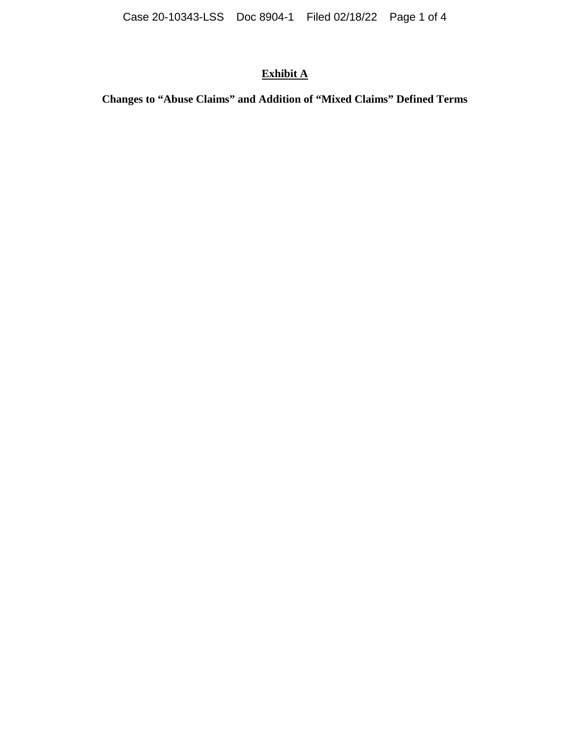**<u>Exhibit A</u>**

**Changes to "Abuse Claims" and Addition of "Mixed Claims" Defined Terms**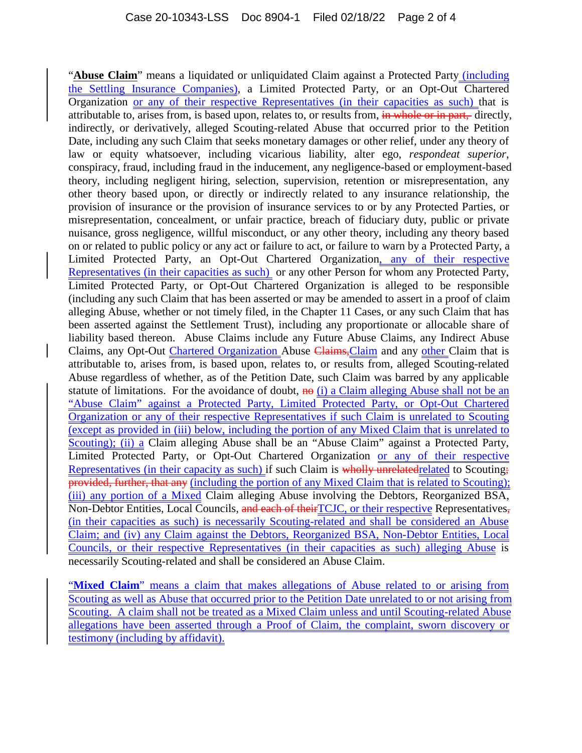"**Abuse Claim**" means a liquidated or unliquidated Claim against a Protected Party (including the Settling Insurance Companies), a Limited Protected Party, or an Opt-Out Chartered Organization or any of their respective Representatives (in their capacities as such) that is attributable to, arises from, is based upon, relates to, or results from, ~~in whole or in part,~~ directly, indirectly, or derivatively, alleged Scouting-related Abuse that occurred prior to the Petition Date, including any such Claim that seeks monetary damages or other relief, under any theory of law or equity whatsoever, including vicarious liability, alter ego, *respondeat superior*, conspiracy, fraud, including fraud in the inducement, any negligence-based or employment-based theory, including negligent hiring, selection, supervision, retention or misrepresentation, any other theory based upon, or directly or indirectly related to any insurance relationship, the provision of insurance or the provision of insurance services to or by any Protected Parties, or misrepresentation, concealment, or unfair practice, breach of fiduciary duty, public or private nuisance, gross negligence, willful misconduct, or any other theory, including any theory based on or related to public policy or any act or failure to act, or failure to warn by a Protected Party, a Limited Protected Party, an Opt-Out Chartered Organization, any of their respective Representatives (in their capacities as such) or any other Person for whom any Protected Party, Limited Protected Party, or Opt-Out Chartered Organization is alleged to be responsible (including any such Claim that has been asserted or may be amended to assert in a proof of claim alleging Abuse, whether or not timely filed, in the Chapter 11 Cases, or any such Claim that has been asserted against the Settlement Trust), including any proportionate or allocable share of liability based thereon. Abuse Claims include any Future Abuse Claims, any Indirect Abuse Claims, any Opt-Out Chartered Organization Abuse ~~Claims,~~Claim and any other Claim that is attributable to, arises from, is based upon, relates to, or results from, alleged Scouting-related Abuse regardless of whether, as of the Petition Date, such Claim was barred by any applicable statute of limitations. For the avoidance of doubt, ~~no~~ (i) a Claim alleging Abuse shall not be an "Abuse Claim" against a Protected Party, Limited Protected Party, or Opt-Out Chartered Organization or any of their respective Representatives if such Claim is unrelated to Scouting (except as provided in (iii) below, including the portion of any Mixed Claim that is unrelated to Scouting); (ii) a Claim alleging Abuse shall be an "Abuse Claim" against a Protected Party, Limited Protected Party, or Opt-Out Chartered Organization or any of their respective Representatives (in their capacity as such) if such Claim is ~~wholly unrelated~~related to Scouting~~; provided, further, that any~~ (including the portion of any Mixed Claim that is related to Scouting); (iii) any portion of a Mixed Claim alleging Abuse involving the Debtors, Reorganized BSA, Non-Debtor Entities, Local Councils, ~~and each of their~~TCJC, or their respective Representatives~~,~~ (in their capacities as such) is necessarily Scouting-related and shall be considered an Abuse Claim; and (iv) any Claim against the Debtors, Reorganized BSA, Non-Debtor Entities, Local Councils, or their respective Representatives (in their capacities as such) alleging Abuse is necessarily Scouting-related and shall be considered an Abuse Claim.

"**Mixed Claim**" means a claim that makes allegations of Abuse related to or arising from Scouting as well as Abuse that occurred prior to the Petition Date unrelated to or not arising from Scouting. A claim shall not be treated as a Mixed Claim unless and until Scouting-related Abuse allegations have been asserted through a Proof of Claim, the complaint, sworn discovery or testimony (including by affidavit).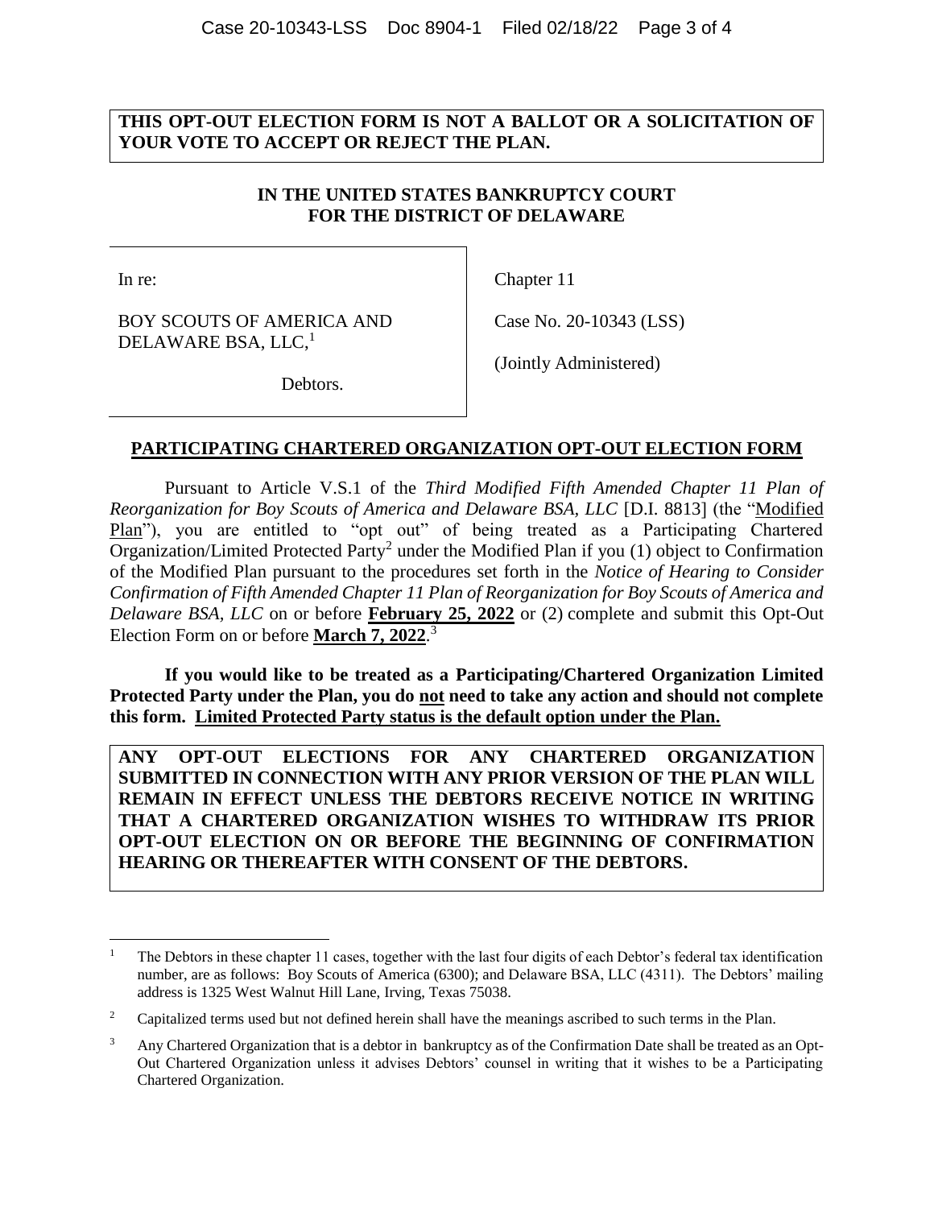**THIS OPT-OUT ELECTION FORM IS NOT A BALLOT OR A SOLICITATION OF YOUR VOTE TO ACCEPT OR REJECT THE PLAN.**

**IN THE UNITED STATES BANKRUPTCY COURT**
**FOR THE DISTRICT OF DELAWARE**

| | |
|---|---|
| In re: | Chapter 11 |
| BOY SCOUTS OF AMERICA AND DELAWARE BSA, LLC,[1] | Case No. 20-10343 (LSS) |
| Debtors. | (Jointly Administered) |

**PARTICIPATING CHARTERED ORGANIZATION OPT-OUT ELECTION FORM**

Pursuant to Article V.S.1 of the *Third Modified Fifth Amended Chapter 11 Plan of Reorganization for Boy Scouts of America and Delaware BSA, LLC* [D.I. 8813] (the "Modified Plan"), you are entitled to "opt out" of being treated as a Participating Chartered Organization/Limited Protected Party[2] under the Modified Plan if you (1) object to Confirmation of the Modified Plan pursuant to the procedures set forth in the *Notice of Hearing to Consider Confirmation of Fifth Amended Chapter 11 Plan of Reorganization for Boy Scouts of America and Delaware BSA, LLC* on or before **February 25, 2022** or (2) complete and submit this Opt-Out Election Form on or before **March 7, 2022**.[3]

**If you would like to be treated as a Participating/Chartered Organization Limited Protected Party under the Plan, you do not need to take any action and should not complete this form. Limited Protected Party status is the default option under the Plan.**

**ANY OPT-OUT ELECTIONS FOR ANY CHARTERED ORGANIZATION SUBMITTED IN CONNECTION WITH ANY PRIOR VERSION OF THE PLAN WILL REMAIN IN EFFECT UNLESS THE DEBTORS RECEIVE NOTICE IN WRITING THAT A CHARTERED ORGANIZATION WISHES TO WITHDRAW ITS PRIOR OPT-OUT ELECTION ON OR BEFORE THE BEGINNING OF CONFIRMATION HEARING OR THEREAFTER WITH CONSENT OF THE DEBTORS.**

---

[1] The Debtors in these chapter 11 cases, together with the last four digits of each Debtor's federal tax identification number, are as follows: Boy Scouts of America (6300); and Delaware BSA, LLC (4311). The Debtors' mailing address is 1325 West Walnut Hill Lane, Irving, Texas 75038.

[2] Capitalized terms used but not defined herein shall have the meanings ascribed to such terms in the Plan.

[3] Any Chartered Organization that is a debtor in bankruptcy as of the Confirmation Date shall be treated as an Opt-Out Chartered Organization unless it advises Debtors' counsel in writing that it wishes to be a Participating Chartered Organization.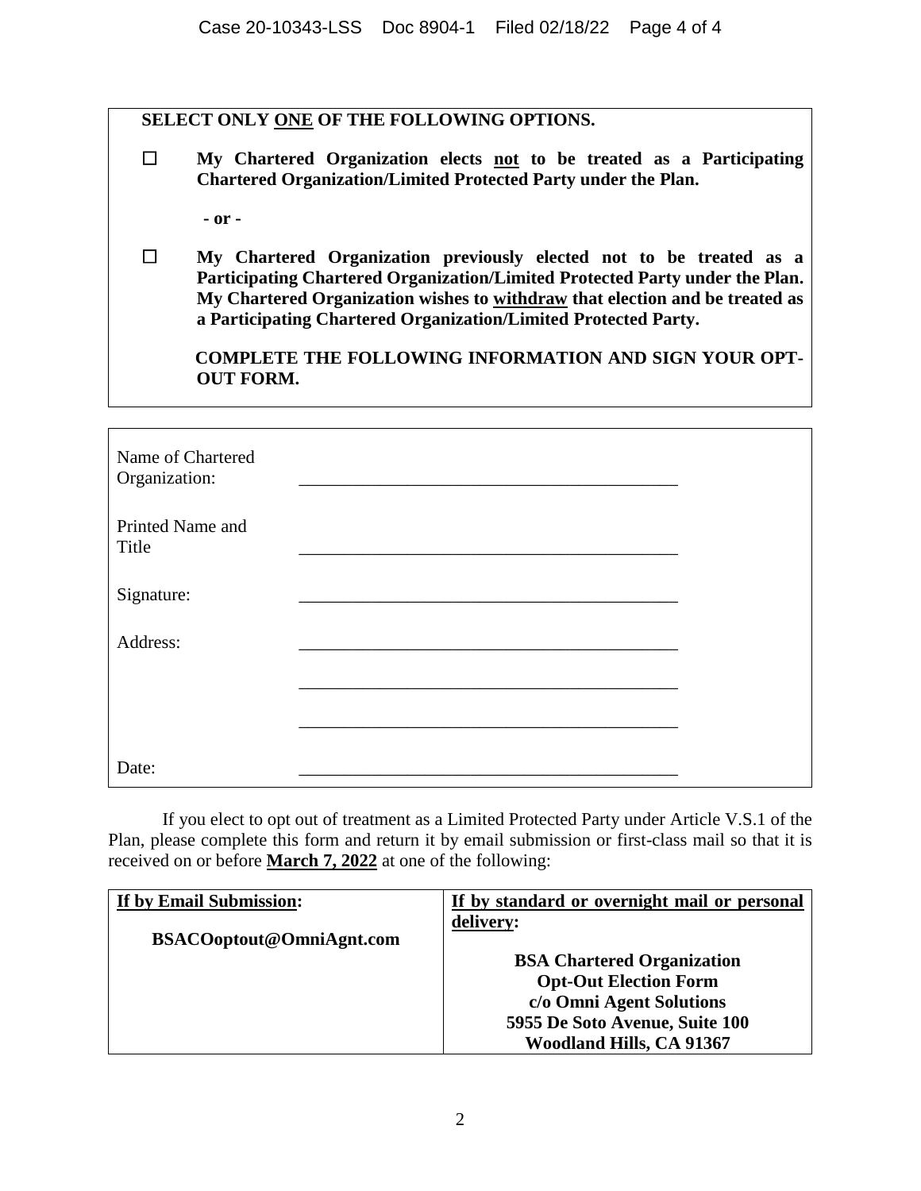**SELECT ONLY <u>ONE</u> OF THE FOLLOWING OPTIONS.**

☐ **My Chartered Organization elects <u>not</u> to be treated as a Participating Chartered Organization/Limited Protected Party under the Plan.**

**- or -**

☐ **My Chartered Organization previously elected not to be treated as a Participating Chartered Organization/Limited Protected Party under the Plan. My Chartered Organization wishes to <u>withdraw</u> that election and be treated as a Participating Chartered Organization/Limited Protected Party.**

**COMPLETE THE FOLLOWING INFORMATION AND SIGN YOUR OPT-OUT FORM.**

| | |
|---|---|
| Name of Chartered Organization: | ___________________________________________ |
| Printed Name and Title | ___________________________________________ |
| Signature: | ___________________________________________ |
| Address: | ___________________________________________ |
| | ___________________________________________ |
| | ___________________________________________ |
| Date: | ___________________________________________ |

If you elect to opt out of treatment as a Limited Protected Party under Article V.S.1 of the Plan, please complete this form and return it by email submission or first-class mail so that it is received on or before **<u>March 7, 2022</u>** at one of the following:

| **<u>If by Email Submission</u>:** | **<u>If by standard or overnight mail or personal delivery</u>:** |
|---|---|
| **BSACOoptout@OmniAgnt.com** | **BSA Chartered Organization<br>Opt-Out Election Form<br>c/o Omni Agent Solutions<br>5955 De Soto Avenue, Suite 100<br>Woodland Hills, CA 91367** |